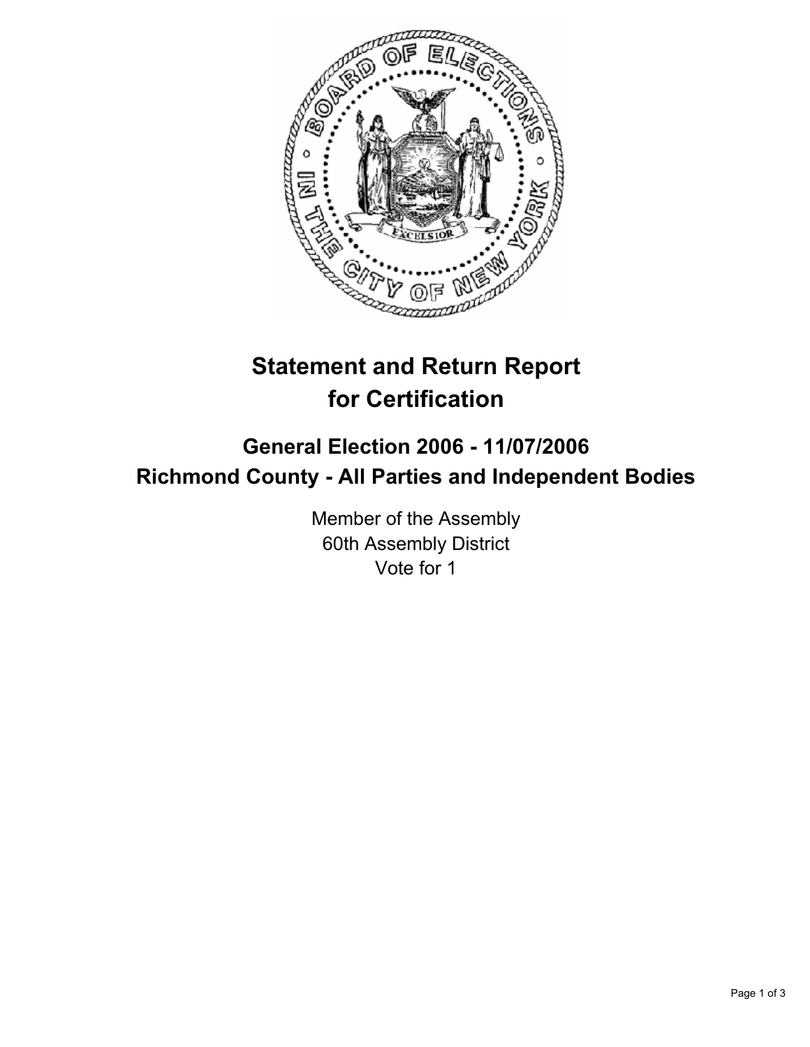# Statement and Return Report for Certification

## General Election 2006 - 11/07/2006

## Richmond County - All Parties and Independent Bodies

Member of the Assembly
60th Assembly District
Vote for 1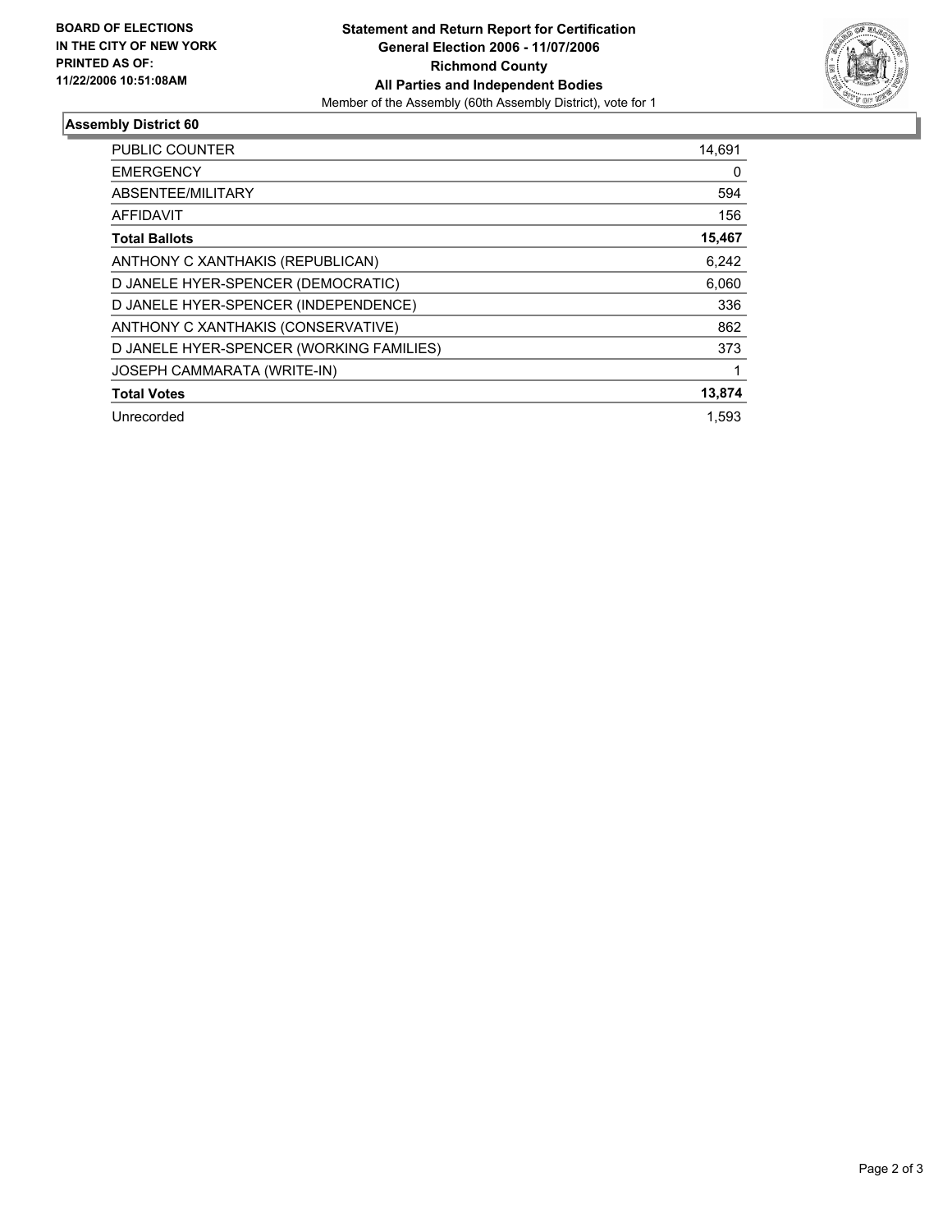**BOARD OF ELECTIONS IN THE CITY OF NEW YORK PRINTED AS OF: 11/22/2006 10:51:08AM**

**Statement and Return Report for Certification**
**General Election 2006 - 11/07/2006**
**Richmond County**
**All Parties and Independent Bodies**
Member of the Assembly (60th Assembly District), vote for 1

## Assembly District 60

| | |
|---|---|
| PUBLIC COUNTER | 14,691 |
| EMERGENCY | 0 |
| ABSENTEE/MILITARY | 594 |
| AFFIDAVIT | 156 |
| **Total Ballots** | **15,467** |
| ANTHONY C XANTHAKIS (REPUBLICAN) | 6,242 |
| D JANELE HYER-SPENCER (DEMOCRATIC) | 6,060 |
| D JANELE HYER-SPENCER (INDEPENDENCE) | 336 |
| ANTHONY C XANTHAKIS (CONSERVATIVE) | 862 |
| D JANELE HYER-SPENCER (WORKING FAMILIES) | 373 |
| JOSEPH CAMMARATA (WRITE-IN) | 1 |
| **Total Votes** | **13,874** |
| Unrecorded | 1,593 |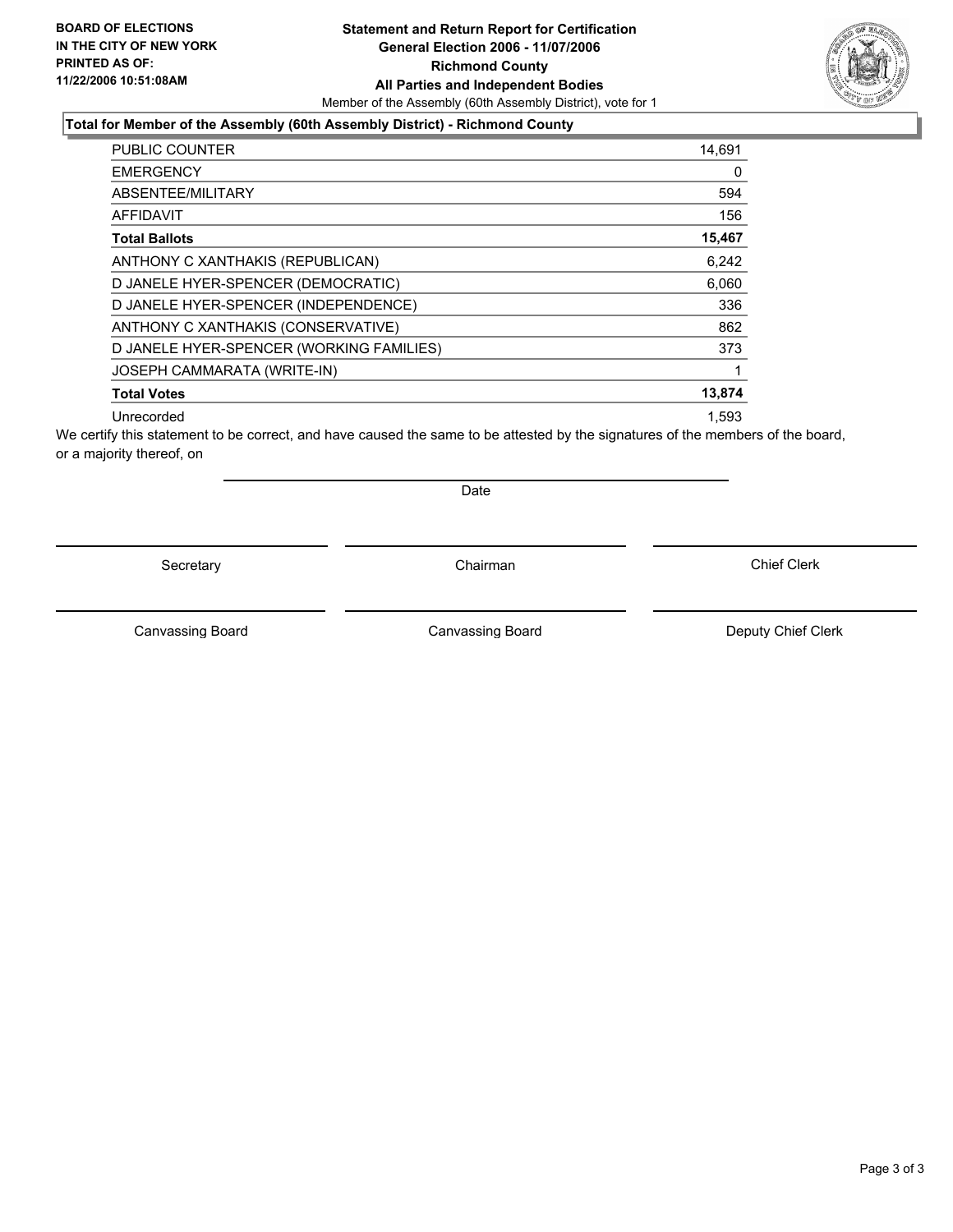**BOARD OF ELECTIONS IN THE CITY OF NEW YORK PRINTED AS OF: 11/22/2006 10:51:08AM**

**Statement and Return Report for Certification**
**General Election 2006 - 11/07/2006**
**Richmond County**
**All Parties and Independent Bodies**
Member of the Assembly (60th Assembly District), vote for 1

**Total for Member of the Assembly (60th Assembly District) - Richmond County**

| | |
|---|---|
| PUBLIC COUNTER | 14,691 |
| EMERGENCY | 0 |
| ABSENTEE/MILITARY | 594 |
| AFFIDAVIT | 156 |
| **Total Ballots** | **15,467** |
| ANTHONY C XANTHAKIS (REPUBLICAN) | 6,242 |
| D JANELE HYER-SPENCER (DEMOCRATIC) | 6,060 |
| D JANELE HYER-SPENCER (INDEPENDENCE) | 336 |
| ANTHONY C XANTHAKIS (CONSERVATIVE) | 862 |
| D JANELE HYER-SPENCER (WORKING FAMILIES) | 373 |
| JOSEPH CAMMARATA (WRITE-IN) | 1 |
| **Total Votes** | **13,874** |
| Unrecorded | 1,593 |

We certify this statement to be correct, and have caused the same to be attested by the signatures of the members of the board, or a majority thereof, on

Date

Secretary

Chairman

Chief Clerk

Canvassing Board

Canvassing Board

Deputy Chief Clerk